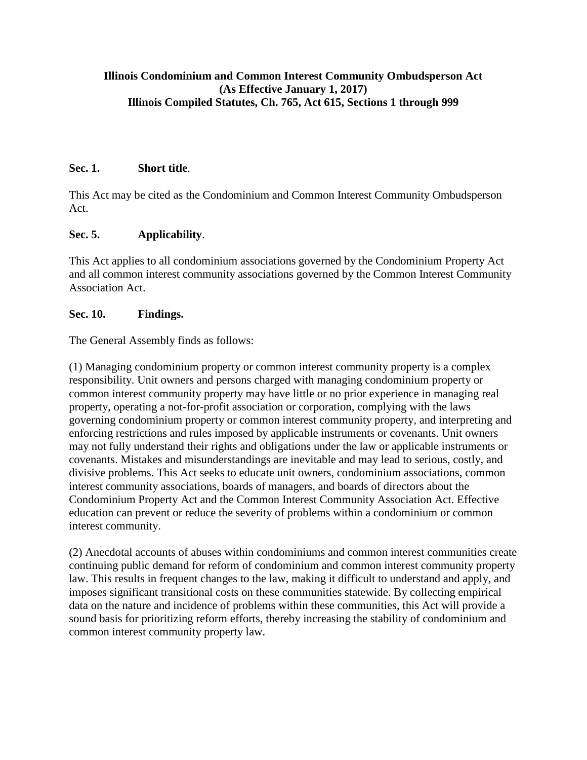# Illinois Condominium and Common Interest Community Ombudsperson Act (As Effective January 1, 2017) Illinois Compiled Statutes, Ch. 765, Act 615, Sections 1 through 999

**Sec. 1. Short title**.

This Act may be cited as the Condominium and Common Interest Community Ombudsperson Act.

**Sec. 5. Applicability**.

This Act applies to all condominium associations governed by the Condominium Property Act and all common interest community associations governed by the Common Interest Community Association Act.

**Sec. 10. Findings.**

The General Assembly finds as follows:

(1) Managing condominium property or common interest community property is a complex responsibility. Unit owners and persons charged with managing condominium property or common interest community property may have little or no prior experience in managing real property, operating a not-for-profit association or corporation, complying with the laws governing condominium property or common interest community property, and interpreting and enforcing restrictions and rules imposed by applicable instruments or covenants. Unit owners may not fully understand their rights and obligations under the law or applicable instruments or covenants. Mistakes and misunderstandings are inevitable and may lead to serious, costly, and divisive problems. This Act seeks to educate unit owners, condominium associations, common interest community associations, boards of managers, and boards of directors about the Condominium Property Act and the Common Interest Community Association Act. Effective education can prevent or reduce the severity of problems within a condominium or common interest community.

(2) Anecdotal accounts of abuses within condominiums and common interest communities create continuing public demand for reform of condominium and common interest community property law. This results in frequent changes to the law, making it difficult to understand and apply, and imposes significant transitional costs on these communities statewide. By collecting empirical data on the nature and incidence of problems within these communities, this Act will provide a sound basis for prioritizing reform efforts, thereby increasing the stability of condominium and common interest community property law.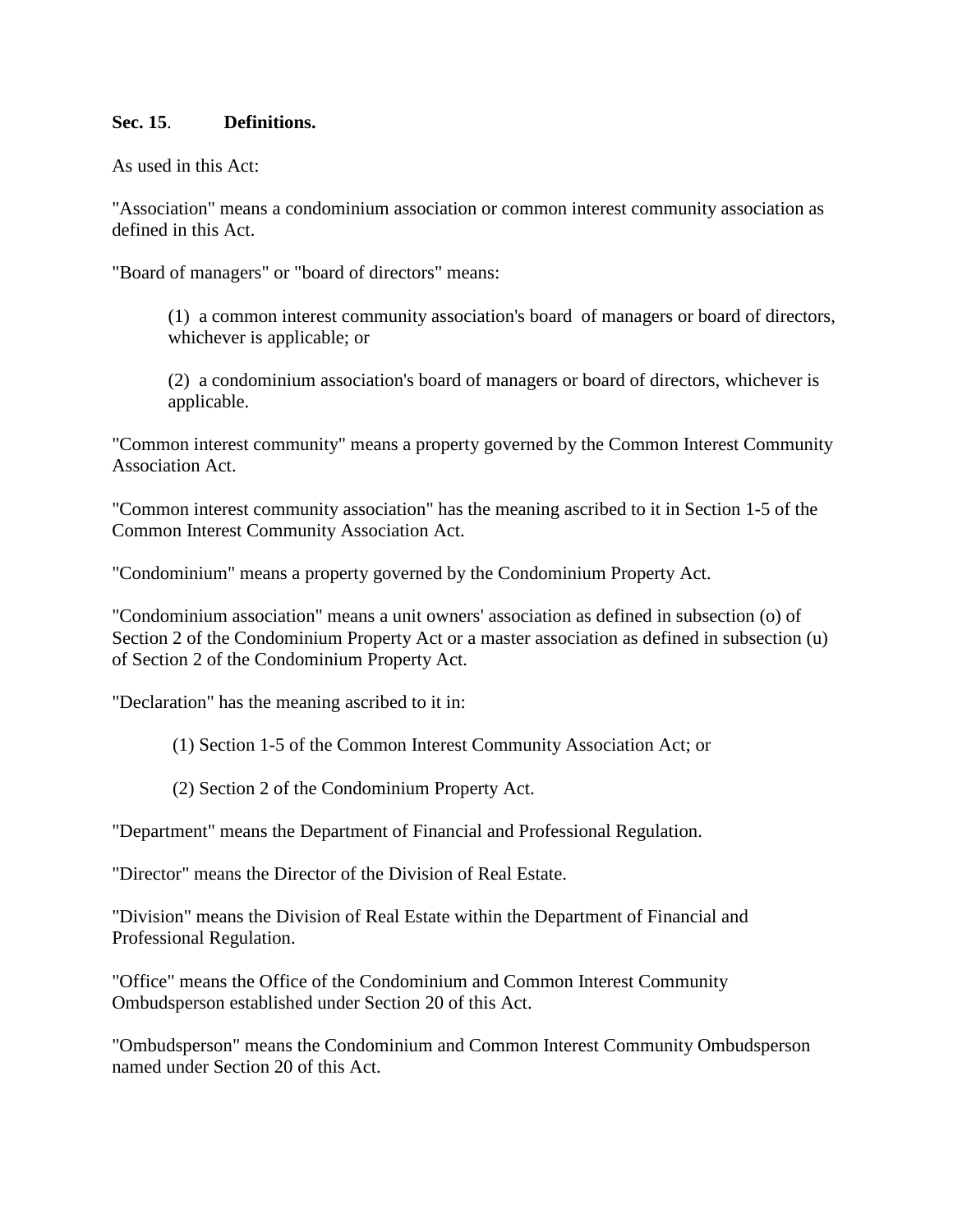**Sec. 15**. **Definitions.**

As used in this Act:

"Association" means a condominium association or common interest community association as defined in this Act.

"Board of managers" or "board of directors" means:

> (1) a common interest community association's board of managers or board of directors, whichever is applicable; or
>
> (2) a condominium association's board of managers or board of directors, whichever is applicable.

"Common interest community" means a property governed by the Common Interest Community Association Act.

"Common interest community association" has the meaning ascribed to it in Section 1-5 of the Common Interest Community Association Act.

"Condominium" means a property governed by the Condominium Property Act.

"Condominium association" means a unit owners' association as defined in subsection (o) of Section 2 of the Condominium Property Act or a master association as defined in subsection (u) of Section 2 of the Condominium Property Act.

"Declaration" has the meaning ascribed to it in:

> (1) Section 1-5 of the Common Interest Community Association Act; or
>
> (2) Section 2 of the Condominium Property Act.

"Department" means the Department of Financial and Professional Regulation.

"Director" means the Director of the Division of Real Estate.

"Division" means the Division of Real Estate within the Department of Financial and Professional Regulation.

"Office" means the Office of the Condominium and Common Interest Community Ombudsperson established under Section 20 of this Act.

"Ombudsperson" means the Condominium and Common Interest Community Ombudsperson named under Section 20 of this Act.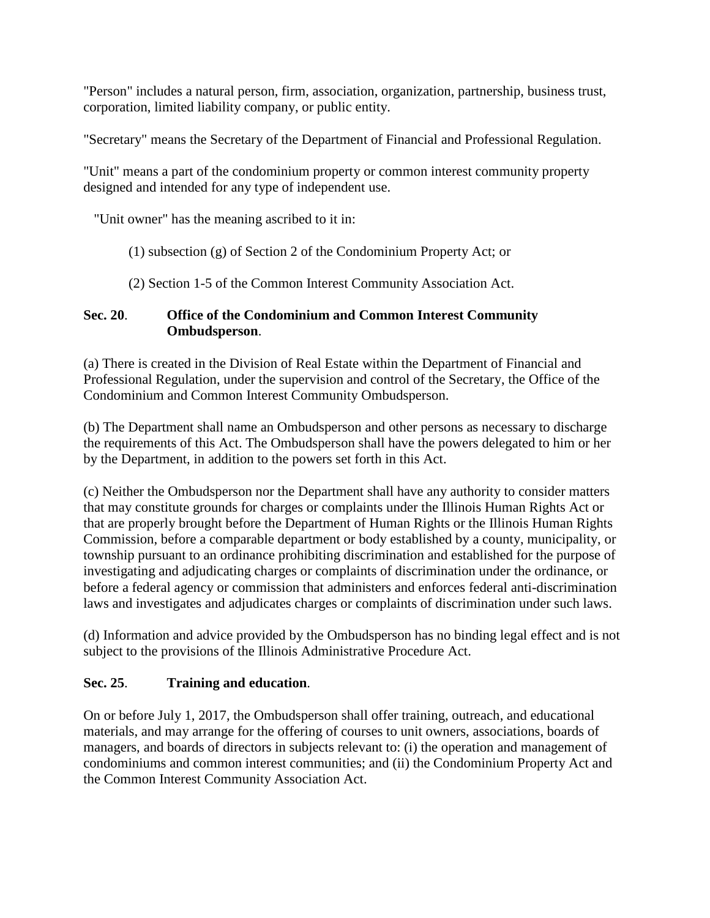"Person" includes a natural person, firm, association, organization, partnership, business trust, corporation, limited liability company, or public entity.

"Secretary" means the Secretary of the Department of Financial and Professional Regulation.

"Unit" means a part of the condominium property or common interest community property designed and intended for any type of independent use.

"Unit owner" has the meaning ascribed to it in:

(1) subsection (g) of Section 2 of the Condominium Property Act; or

(2) Section 1-5 of the Common Interest Community Association Act.

**Sec. 20**. **Office of the Condominium and Common Interest Community Ombudsperson**.

(a) There is created in the Division of Real Estate within the Department of Financial and Professional Regulation, under the supervision and control of the Secretary, the Office of the Condominium and Common Interest Community Ombudsperson.

(b) The Department shall name an Ombudsperson and other persons as necessary to discharge the requirements of this Act. The Ombudsperson shall have the powers delegated to him or her by the Department, in addition to the powers set forth in this Act.

(c) Neither the Ombudsperson nor the Department shall have any authority to consider matters that may constitute grounds for charges or complaints under the Illinois Human Rights Act or that are properly brought before the Department of Human Rights or the Illinois Human Rights Commission, before a comparable department or body established by a county, municipality, or township pursuant to an ordinance prohibiting discrimination and established for the purpose of investigating and adjudicating charges or complaints of discrimination under the ordinance, or before a federal agency or commission that administers and enforces federal anti-discrimination laws and investigates and adjudicates charges or complaints of discrimination under such laws.

(d) Information and advice provided by the Ombudsperson has no binding legal effect and is not subject to the provisions of the Illinois Administrative Procedure Act.

**Sec. 25**. **Training and education**.

On or before July 1, 2017, the Ombudsperson shall offer training, outreach, and educational materials, and may arrange for the offering of courses to unit owners, associations, boards of managers, and boards of directors in subjects relevant to: (i) the operation and management of condominiums and common interest communities; and (ii) the Condominium Property Act and the Common Interest Community Association Act.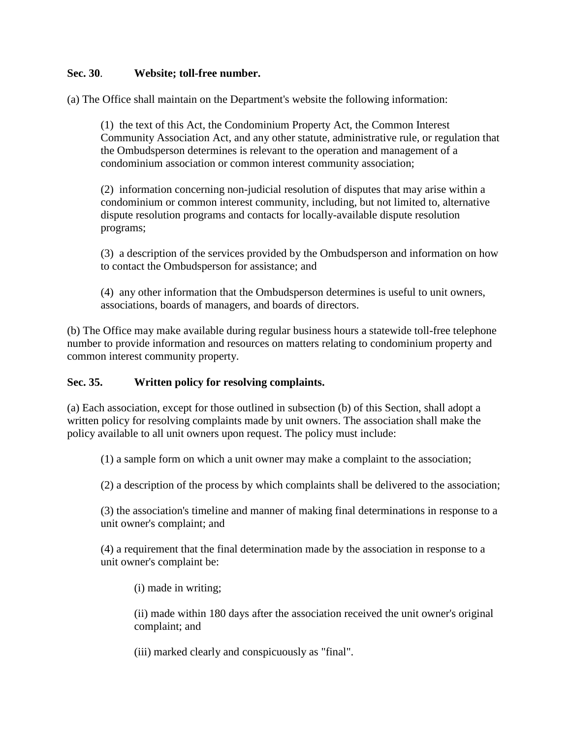**Sec. 30**. **Website; toll-free number.**

(a) The Office shall maintain on the Department's website the following information:

(1) the text of this Act, the Condominium Property Act, the Common Interest Community Association Act, and any other statute, administrative rule, or regulation that the Ombudsperson determines is relevant to the operation and management of a condominium association or common interest community association;

(2) information concerning non-judicial resolution of disputes that may arise within a condominium or common interest community, including, but not limited to, alternative dispute resolution programs and contacts for locally-available dispute resolution programs;

(3) a description of the services provided by the Ombudsperson and information on how to contact the Ombudsperson for assistance; and

(4) any other information that the Ombudsperson determines is useful to unit owners, associations, boards of managers, and boards of directors.

(b) The Office may make available during regular business hours a statewide toll-free telephone number to provide information and resources on matters relating to condominium property and common interest community property.

**Sec. 35.** **Written policy for resolving complaints.**

(a) Each association, except for those outlined in subsection (b) of this Section, shall adopt a written policy for resolving complaints made by unit owners. The association shall make the policy available to all unit owners upon request. The policy must include:

(1) a sample form on which a unit owner may make a complaint to the association;

(2) a description of the process by which complaints shall be delivered to the association;

(3) the association's timeline and manner of making final determinations in response to a unit owner's complaint; and

(4) a requirement that the final determination made by the association in response to a unit owner's complaint be:

(i) made in writing;

(ii) made within 180 days after the association received the unit owner's original complaint; and

(iii) marked clearly and conspicuously as "final".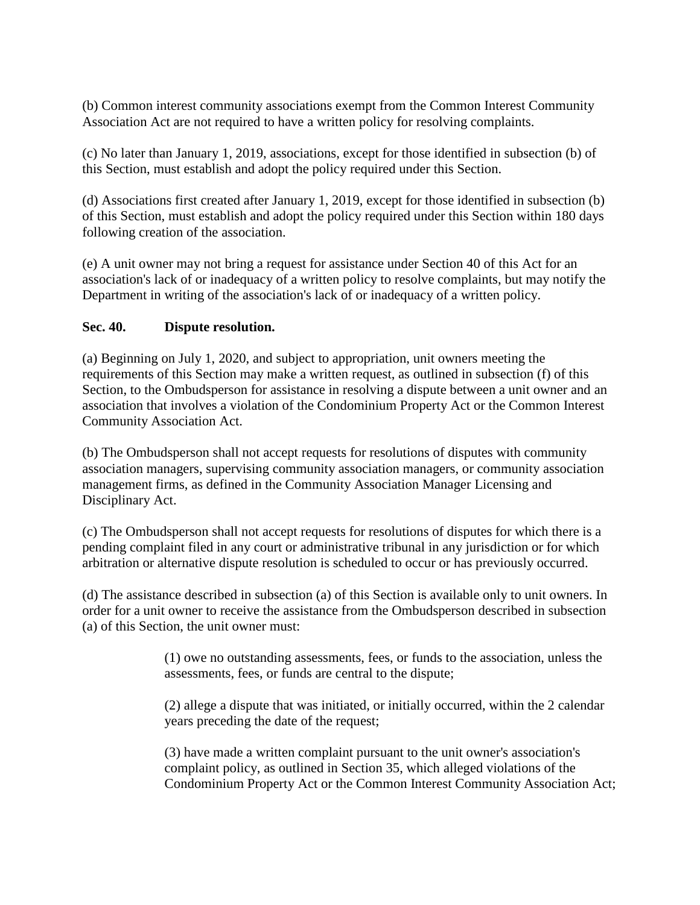(b) Common interest community associations exempt from the Common Interest Community Association Act are not required to have a written policy for resolving complaints.

(c) No later than January 1, 2019, associations, except for those identified in subsection (b) of this Section, must establish and adopt the policy required under this Section.

(d) Associations first created after January 1, 2019, except for those identified in subsection (b) of this Section, must establish and adopt the policy required under this Section within 180 days following creation of the association.

(e) A unit owner may not bring a request for assistance under Section 40 of this Act for an association's lack of or inadequacy of a written policy to resolve complaints, but may notify the Department in writing of the association's lack of or inadequacy of a written policy.

**Sec. 40. Dispute resolution.**

(a) Beginning on July 1, 2020, and subject to appropriation, unit owners meeting the requirements of this Section may make a written request, as outlined in subsection (f) of this Section, to the Ombudsperson for assistance in resolving a dispute between a unit owner and an association that involves a violation of the Condominium Property Act or the Common Interest Community Association Act.

(b) The Ombudsperson shall not accept requests for resolutions of disputes with community association managers, supervising community association managers, or community association management firms, as defined in the Community Association Manager Licensing and Disciplinary Act.

(c) The Ombudsperson shall not accept requests for resolutions of disputes for which there is a pending complaint filed in any court or administrative tribunal in any jurisdiction or for which arbitration or alternative dispute resolution is scheduled to occur or has previously occurred.

(d) The assistance described in subsection (a) of this Section is available only to unit owners. In order for a unit owner to receive the assistance from the Ombudsperson described in subsection (a) of this Section, the unit owner must:

(1) owe no outstanding assessments, fees, or funds to the association, unless the assessments, fees, or funds are central to the dispute;

(2) allege a dispute that was initiated, or initially occurred, within the 2 calendar years preceding the date of the request;

(3) have made a written complaint pursuant to the unit owner's association's complaint policy, as outlined in Section 35, which alleged violations of the Condominium Property Act or the Common Interest Community Association Act;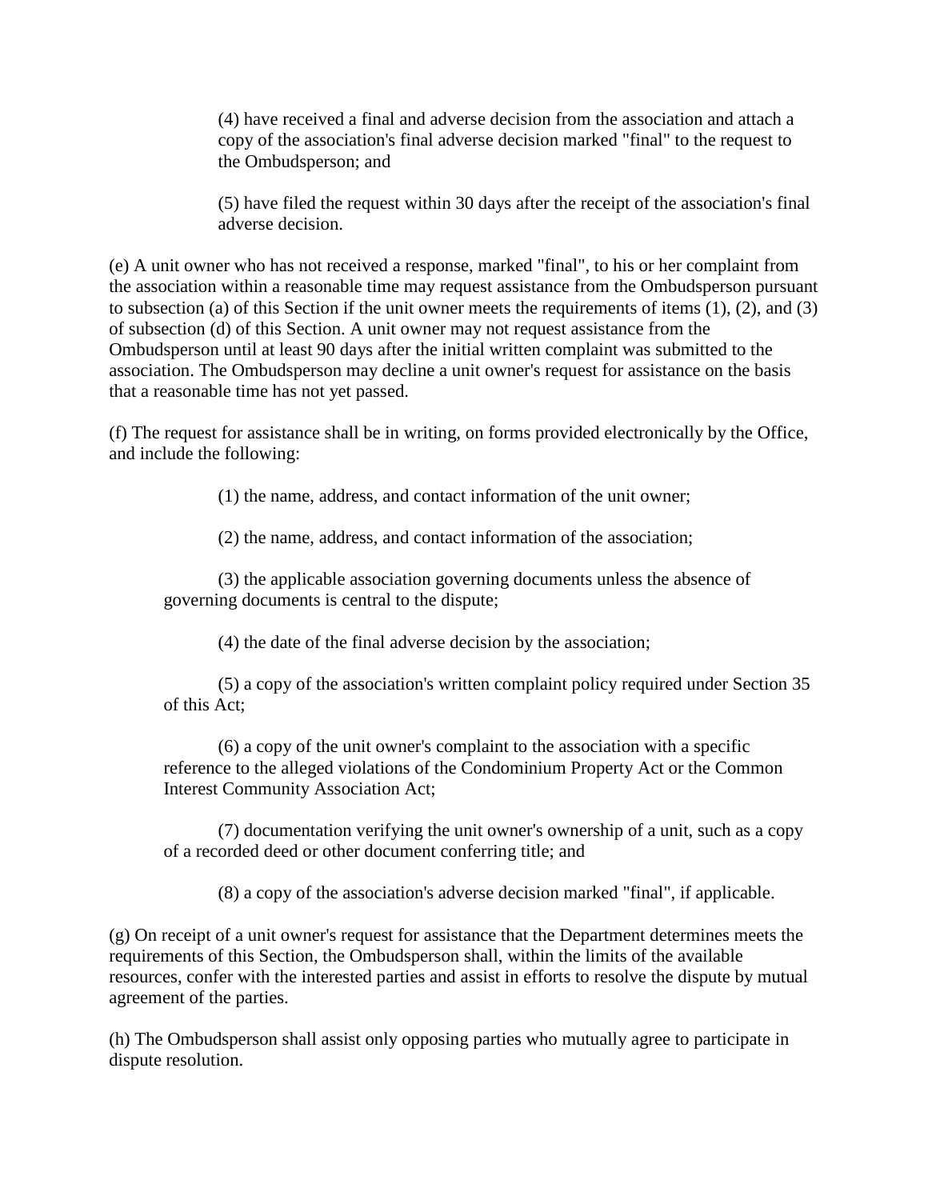(4) have received a final and adverse decision from the association and attach a copy of the association's final adverse decision marked "final" to the request to the Ombudsperson; and

(5) have filed the request within 30 days after the receipt of the association's final adverse decision.

(e) A unit owner who has not received a response, marked "final", to his or her complaint from the association within a reasonable time may request assistance from the Ombudsperson pursuant to subsection (a) of this Section if the unit owner meets the requirements of items (1), (2), and (3) of subsection (d) of this Section. A unit owner may not request assistance from the Ombudsperson until at least 90 days after the initial written complaint was submitted to the association. The Ombudsperson may decline a unit owner's request for assistance on the basis that a reasonable time has not yet passed.

(f) The request for assistance shall be in writing, on forms provided electronically by the Office, and include the following:

(1) the name, address, and contact information of the unit owner;

(2) the name, address, and contact information of the association;

(3) the applicable association governing documents unless the absence of governing documents is central to the dispute;

(4) the date of the final adverse decision by the association;

(5) a copy of the association's written complaint policy required under Section 35 of this Act;

(6) a copy of the unit owner's complaint to the association with a specific reference to the alleged violations of the Condominium Property Act or the Common Interest Community Association Act;

(7) documentation verifying the unit owner's ownership of a unit, such as a copy of a recorded deed or other document conferring title; and

(8) a copy of the association's adverse decision marked "final", if applicable.

(g) On receipt of a unit owner's request for assistance that the Department determines meets the requirements of this Section, the Ombudsperson shall, within the limits of the available resources, confer with the interested parties and assist in efforts to resolve the dispute by mutual agreement of the parties.

(h) The Ombudsperson shall assist only opposing parties who mutually agree to participate in dispute resolution.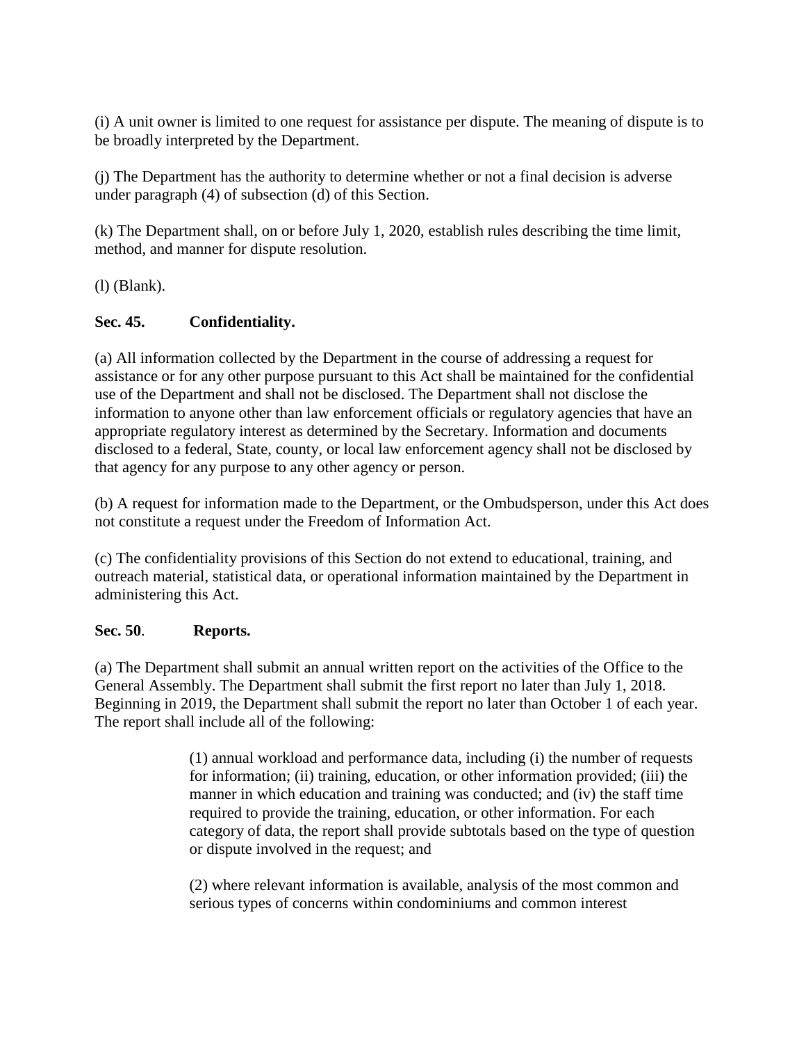(i) A unit owner is limited to one request for assistance per dispute. The meaning of dispute is to be broadly interpreted by the Department.

(j) The Department has the authority to determine whether or not a final decision is adverse under paragraph (4) of subsection (d) of this Section.

(k) The Department shall, on or before July 1, 2020, establish rules describing the time limit, method, and manner for dispute resolution.

(l) (Blank).

**Sec. 45. Confidentiality.**

(a) All information collected by the Department in the course of addressing a request for assistance or for any other purpose pursuant to this Act shall be maintained for the confidential use of the Department and shall not be disclosed. The Department shall not disclose the information to anyone other than law enforcement officials or regulatory agencies that have an appropriate regulatory interest as determined by the Secretary. Information and documents disclosed to a federal, State, county, or local law enforcement agency shall not be disclosed by that agency for any purpose to any other agency or person.

(b) A request for information made to the Department, or the Ombudsperson, under this Act does not constitute a request under the Freedom of Information Act.

(c) The confidentiality provisions of this Section do not extend to educational, training, and outreach material, statistical data, or operational information maintained by the Department in administering this Act.

**Sec. 50. Reports.**

(a) The Department shall submit an annual written report on the activities of the Office to the General Assembly. The Department shall submit the first report no later than July 1, 2018. Beginning in 2019, the Department shall submit the report no later than October 1 of each year. The report shall include all of the following:

> (1) annual workload and performance data, including (i) the number of requests for information; (ii) training, education, or other information provided; (iii) the manner in which education and training was conducted; and (iv) the staff time required to provide the training, education, or other information. For each category of data, the report shall provide subtotals based on the type of question or dispute involved in the request; and
>
> (2) where relevant information is available, analysis of the most common and serious types of concerns within condominiums and common interest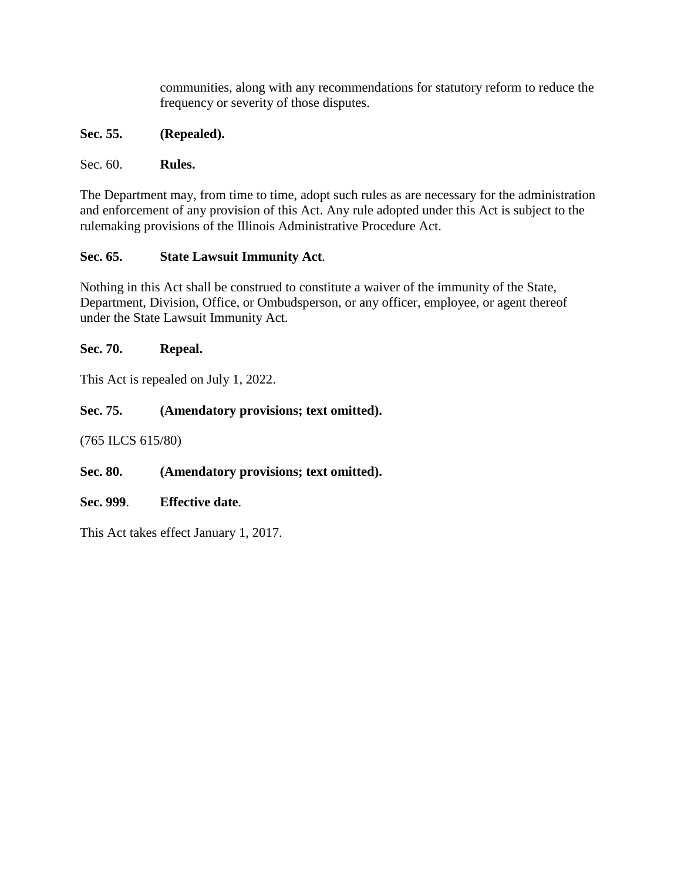communities, along with any recommendations for statutory reform to reduce the frequency or severity of those disputes.

**Sec. 55. (Repealed).**

Sec. 60. **Rules.**

The Department may, from time to time, adopt such rules as are necessary for the administration and enforcement of any provision of this Act. Any rule adopted under this Act is subject to the rulemaking provisions of the Illinois Administrative Procedure Act.

**Sec. 65. State Lawsuit Immunity Act**.

Nothing in this Act shall be construed to constitute a waiver of the immunity of the State, Department, Division, Office, or Ombudsperson, or any officer, employee, or agent thereof under the State Lawsuit Immunity Act.

**Sec. 70. Repeal.**

This Act is repealed on July 1, 2022.

**Sec. 75. (Amendatory provisions; text omitted).**

(765 ILCS 615/80)

**Sec. 80. (Amendatory provisions; text omitted).**

**Sec. 999**. **Effective date**.

This Act takes effect January 1, 2017.